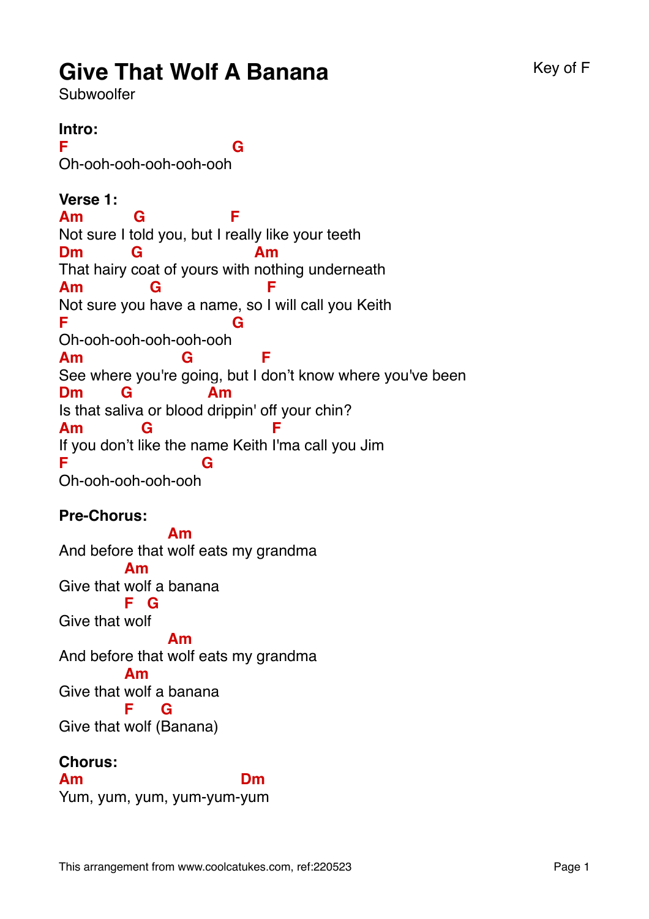# Give That Wolf A Banana

Subwoolfer

Key of F

**Intro:**

```
F                             G
Oh-ooh-ooh-ooh-ooh-ooh
```

**Verse 1:**

```
Am          G                  F
Not sure I told you, but I really like your teeth
Dm          G                      Am
That hairy coat of yours with nothing underneath
Am             G                    F
Not sure you have a name, so I will call you Keith
F                             G
Oh-ooh-ooh-ooh-ooh-ooh
Am                   G              F
See where you're going, but I don't know where you've been
Dm         G              Am
Is that saliva or blood drippin' off your chin?
Am             G                    F
If you don't like the name Keith I'ma call you Jim
F                        G
Oh-ooh-ooh-ooh-ooh
```

**Pre-Chorus:**

```
                  Am
And before that wolf eats my grandma
           Am
Give that wolf a banana
           F   G
Give that wolf
                  Am
And before that wolf eats my grandma
           Am
Give that wolf a banana
           F     G
Give that wolf (Banana)
```

**Chorus:**

```
Am                            Dm
Yum, yum, yum, yum-yum-yum
```

This arrangement from www.coolcatukes.com, ref:220523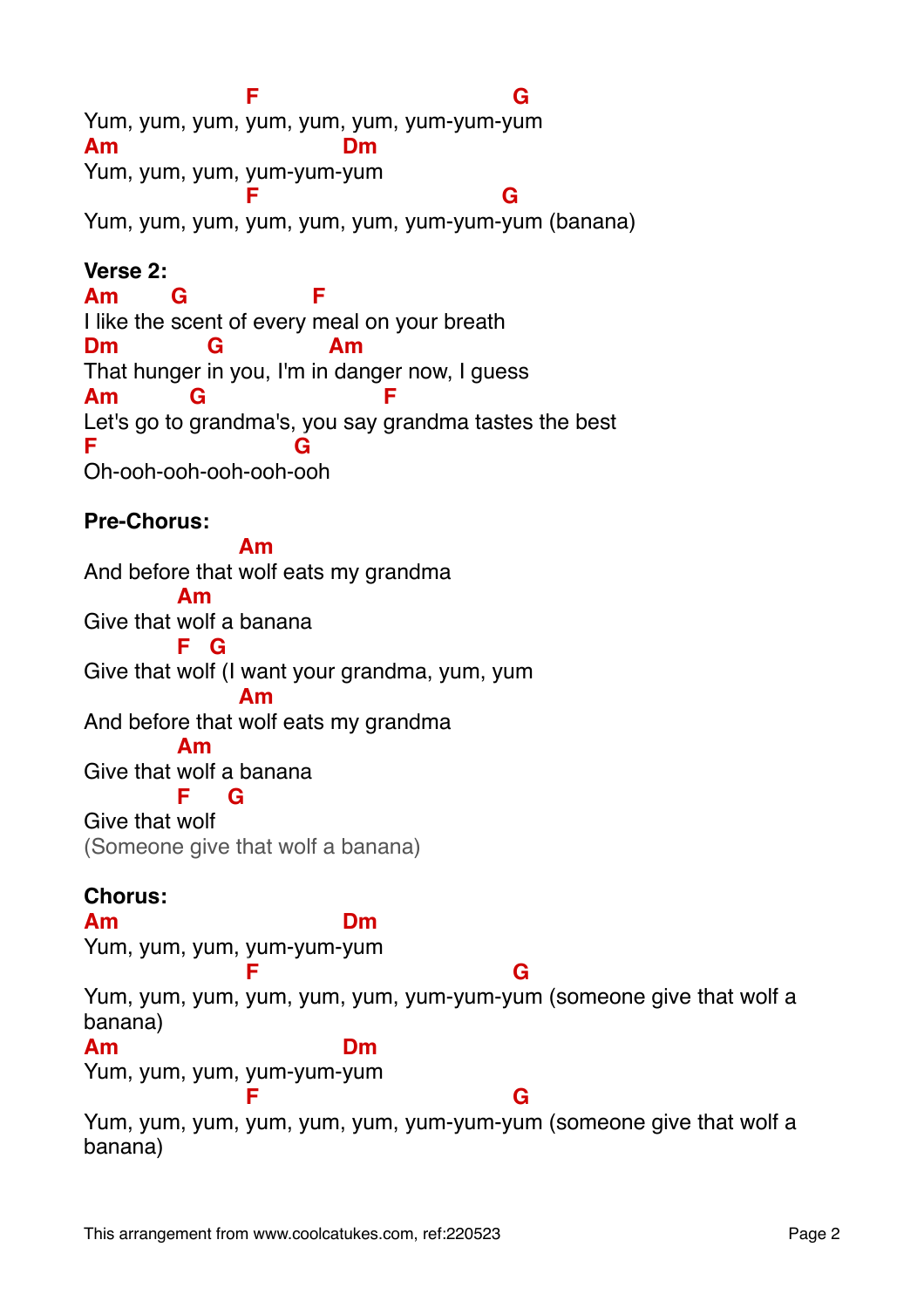```
                  F                             G
Yum, yum, yum, yum, yum, yum, yum-yum-yum
Am                       Dm
Yum, yum, yum, yum-yum-yum
                  F                            G
Yum, yum, yum, yum, yum, yum, yum-yum-yum (banana)
```

**Verse 2:**

```
Am      G             F
I like the scent of every meal on your breath
Dm           G           Am
That hunger in you, I'm in danger now, I guess
Am         G                    F
Let's go to grandma's, you say grandma tastes the best
F                      G
Oh-ooh-ooh-ooh-ooh-ooh
```

**Pre-Chorus:**

```
                 Am
And before that wolf eats my grandma
            Am
Give that wolf a banana
            F   G
Give that wolf (I want your grandma, yum, yum
                 Am
And before that wolf eats my grandma
            Am
Give that wolf a banana
            F     G
Give that wolf
(Someone give that wolf a banana)
```

**Chorus:**

```
Am                       Dm
Yum, yum, yum, yum-yum-yum
                  F                             G
Yum, yum, yum, yum, yum, yum, yum-yum-yum (someone give that wolf a
banana)
Am                       Dm
Yum, yum, yum, yum-yum-yum
                  F                             G
Yum, yum, yum, yum, yum, yum, yum-yum-yum (someone give that wolf a
banana)
```

This arrangement from www.coolcatukes.com, ref:220523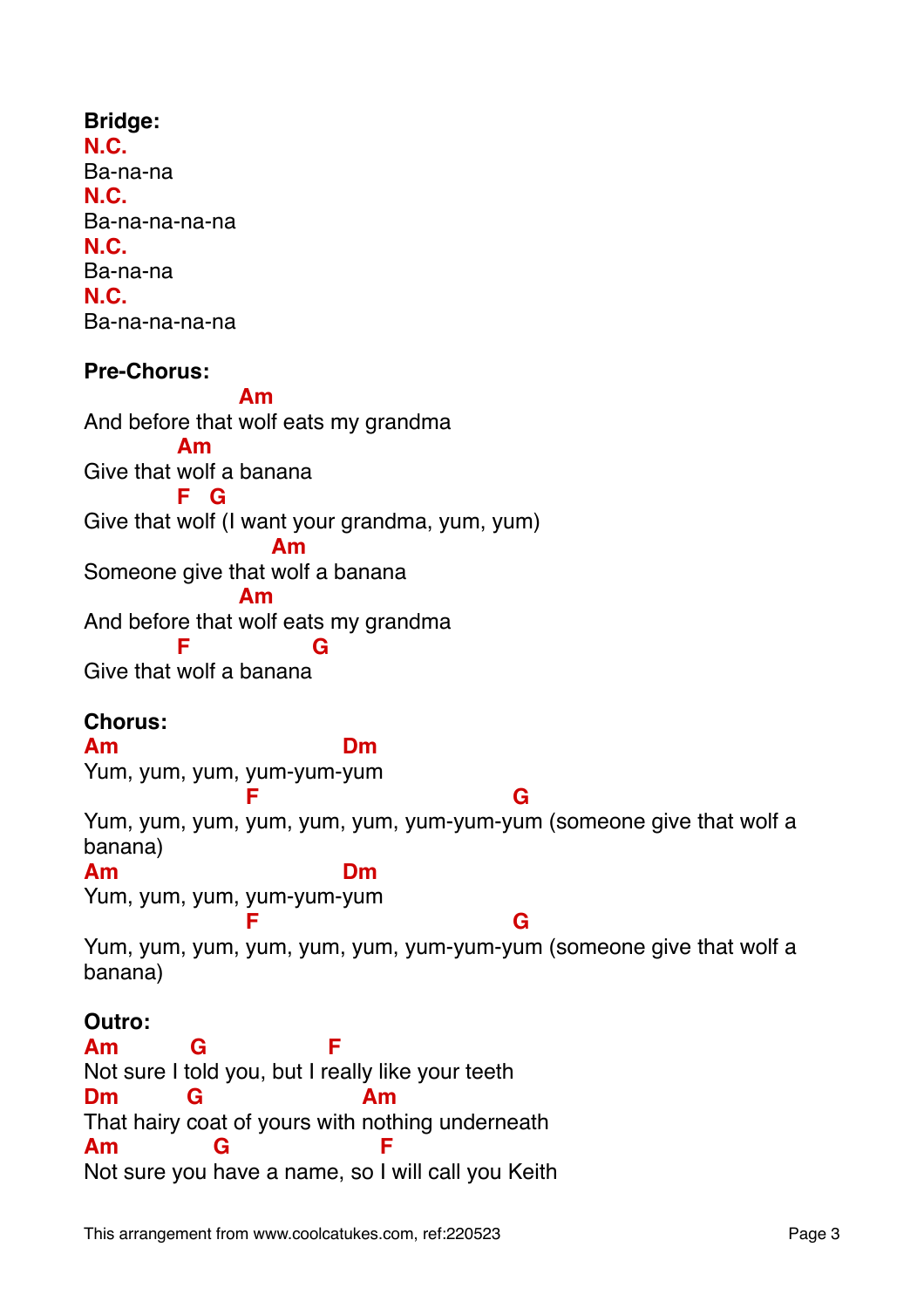**Bridge:**

N.C.
Ba-na-na
N.C.
Ba-na-na-na-na
N.C.
Ba-na-na
N.C.
Ba-na-na-na-na

**Pre-Chorus:**

```
                Am
And before that wolf eats my grandma
          Am
Give that wolf a banana
          F   G
Give that wolf (I want your grandma, yum, yum)
                   Am
Someone give that wolf a banana
                Am
And before that wolf eats my grandma
          F              G
Give that wolf a banana
```

**Chorus:**

```
Am                          Dm
Yum, yum, yum, yum-yum-yum
                 F                            G
Yum, yum, yum, yum, yum, yum, yum-yum-yum (someone give that wolf a
banana)
Am                          Dm
Yum, yum, yum, yum-yum-yum
                 F                            G
Yum, yum, yum, yum, yum, yum, yum-yum-yum (someone give that wolf a
banana)
```

**Outro:**

```
Am          G              F
Not sure I told you, but I really like your teeth
Dm         G                   Am
That hairy coat of yours with nothing underneath
Am            G                 F
Not sure you have a name, so I will call you Keith
```

This arrangement from www.coolcatukes.com, ref:220523